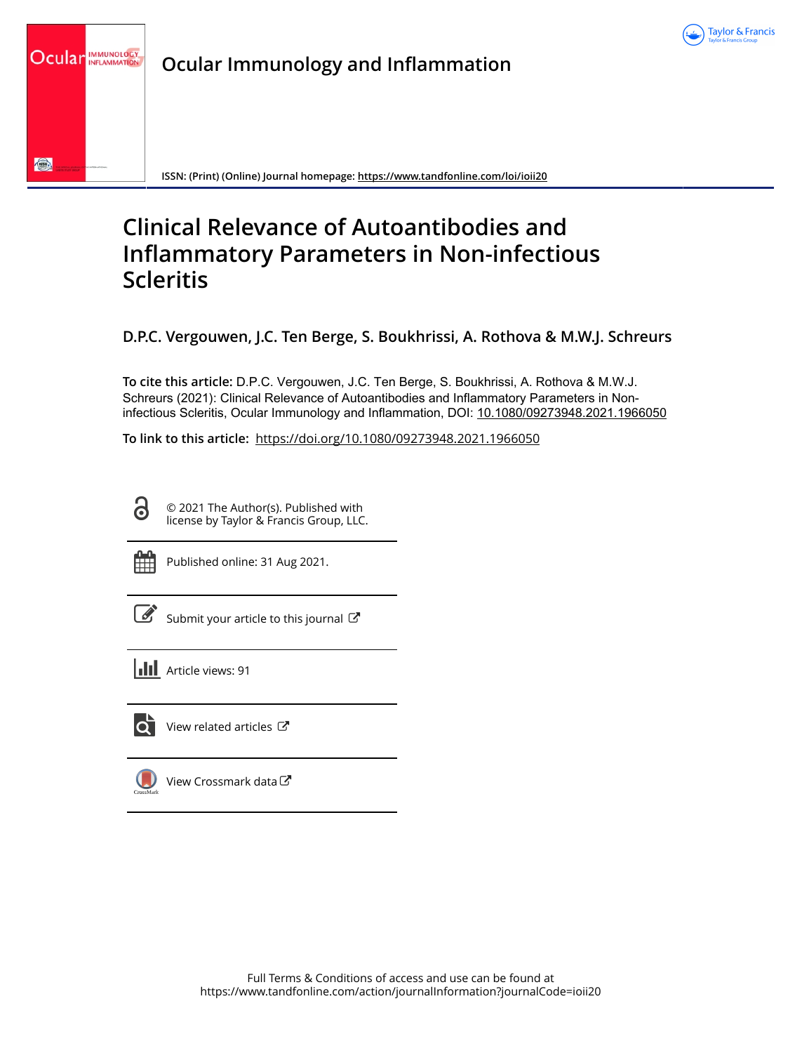# Ocular Immunology and Inflammation

ISSN: (Print) (Online) Journal homepage: https://www.tandfonline.com/loi/ioii20

# Clinical Relevance of Autoantibodies and Inflammatory Parameters in Non-infectious Scleritis

**D.P.C. Vergouwen, J.C. Ten Berge, S. Boukhrissi, A. Rothova & M.W.J. Schreurs**

**To cite this article:** D.P.C. Vergouwen, J.C. Ten Berge, S. Boukhrissi, A. Rothova & M.W.J. Schreurs (2021): Clinical Relevance of Autoantibodies and Inflammatory Parameters in Non-infectious Scleritis, Ocular Immunology and Inflammation, DOI: 10.1080/09273948.2021.1966050

**To link to this article:** https://doi.org/10.1080/09273948.2021.1966050

© 2021 The Author(s). Published with license by Taylor & Francis Group, LLC.

Published online: 31 Aug 2021.

Submit your article to this journal

Article views: 91

View related articles

View Crossmark data

Full Terms & Conditions of access and use can be found at
https://www.tandfonline.com/action/journalInformation?journalCode=ioii20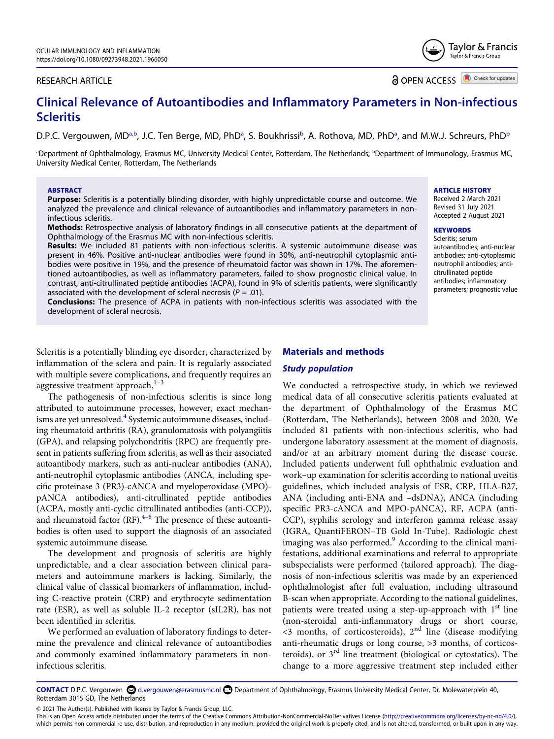# Clinical Relevance of Autoantibodies and Inflammatory Parameters in Non-infectious Scleritis

D.P.C. Vergouwen, MD[a,b], J.C. Ten Berge, MD, PhD[a], S. Boukhrissi[b], A. Rothova, MD, PhD[a], and M.W.J. Schreurs, PhD[b]

[a]Department of Ophthalmology, Erasmus MC, University Medical Center, Rotterdam, The Netherlands; [b]Department of Immunology, Erasmus MC, University Medical Center, Rotterdam, The Netherlands

RESEARCH ARTICLE

OPEN ACCESS

## ABSTRACT

**Purpose:** Scleritis is a potentially blinding disorder, with highly unpredictable course and outcome. We analyzed the prevalence and clinical relevance of autoantibodies and inflammatory parameters in non-infectious scleritis.

**Methods:** Retrospective analysis of laboratory findings in all consecutive patients at the department of Ophthalmology of the Erasmus MC with non-infectious scleritis.

**Results:** We included 81 patients with non-infectious scleritis. A systemic autoimmune disease was present in 46%. Positive anti-nuclear antibodies were found in 30%, anti-neutrophil cytoplasmic antibodies were positive in 19%, and the presence of rheumatoid factor was shown in 17%. The aforementioned autoantibodies, as well as inflammatory parameters, failed to show prognostic clinical value. In contrast, anti-citrullinated peptide antibodies (ACPA), found in 9% of scleritis patients, were significantly associated with the development of scleral necrosis ($P = .01$).

**Conclusions:** The presence of ACPA in patients with non-infectious scleritis was associated with the development of scleral necrosis.

**ARTICLE HISTORY**
Received 2 March 2021
Revised 31 July 2021
Accepted 2 August 2021

**KEYWORDS**
Scleritis; serum autoantibodies; anti-nuclear antibodies; anti-cytoplasmic neutrophil antibodies; anti-citrullinated peptide antibodies; inflammatory parameters; prognostic value

Scleritis is a potentially blinding eye disorder, characterized by inflammation of the sclera and pain. It is regularly associated with multiple severe complications, and frequently requires an aggressive treatment approach.[1–3]

The pathogenesis of non-infectious scleritis is since long attributed to autoimmune processes, however, exact mechanisms are yet unresolved.[4] Systemic autoimmune diseases, including rheumatoid arthritis (RA), granulomatosis with polyangiitis (GPA), and relapsing polychondritis (RPC) are frequently present in patients suffering from scleritis, as well as their associated autoantibody markers, such as anti-nuclear antibodies (ANA), anti-neutrophil cytoplasmic antibodies (ANCA, including specific proteinase 3 (PR3)-cANCA and myeloperoxidase (MPO)-pANCA antibodies), anti-citrullinated peptide antibodies (ACPA, mostly anti-cyclic citrullinated antibodies (anti-CCP)), and rheumatoid factor (RF).[4–8] The presence of these autoantibodies is often used to support the diagnosis of an associated systemic autoimmune disease.

The development and prognosis of scleritis are highly unpredictable, and a clear association between clinical parameters and autoimmune markers is lacking. Similarly, the clinical value of classical biomarkers of inflammation, including C-reactive protein (CRP) and erythrocyte sedimentation rate (ESR), as well as soluble IL-2 receptor (sIL2R), has not been identified in scleritis.

We performed an evaluation of laboratory findings to determine the prevalence and clinical relevance of autoantibodies and commonly examined inflammatory parameters in non-infectious scleritis.

## Materials and methods

### *Study population*

We conducted a retrospective study, in which we reviewed medical data of all consecutive scleritis patients evaluated at the department of Ophthalmology of the Erasmus MC (Rotterdam, The Netherlands), between 2008 and 2020. We included 81 patients with non-infectious scleritis, who had undergone laboratory assessment at the moment of diagnosis, and/or at an arbitrary moment during the disease course. Included patients underwent full ophthalmic evaluation and work–up examination for scleritis according to national uveitis guidelines, which included analysis of ESR, CRP, HLA-B27, ANA (including anti-ENA and –dsDNA), ANCA (including specific PR3-cANCA and MPO-pANCA), RF, ACPA (anti-CCP), syphilis serology and interferon gamma release assay (IGRA, QuantiFERON–TB Gold In-Tube). Radiologic chest imaging was also performed.[9] According to the clinical manifestations, additional examinations and referral to appropriate subspecialists were performed (tailored approach). The diagnosis of non-infectious scleritis was made by an experienced ophthalmologist after full evaluation, including ultrasound B-scan when appropriate. According to the national guidelines, patients were treated using a step-up-approach with 1st line (non-steroidal anti-inflammatory drugs or short course, <3 months, of corticosteroids), 2nd line (disease modifying anti-rheumatic drugs or long course, >3 months, of corticosteroids), or 3rd line treatment (biological or cytostatics). The change to a more aggressive treatment step included either

**CONTACT** D.P.C. Vergouwen d.vergouwen@erasmusmc.nl Department of Ophthalmology, Erasmus University Medical Center, Dr. Molewaterplein 40, Rotterdam 3015 GD, The Netherlands

© 2021 The Author(s). Published with license by Taylor & Francis Group, LLC.
This is an Open Access article distributed under the terms of the Creative Commons Attribution-NonCommercial-NoDerivatives License (http://creativecommons.org/licenses/by-nc-nd/4.0/), which permits non-commercial re-use, distribution, and reproduction in any medium, provided the original work is properly cited, and is not altered, transformed, or built upon in any way.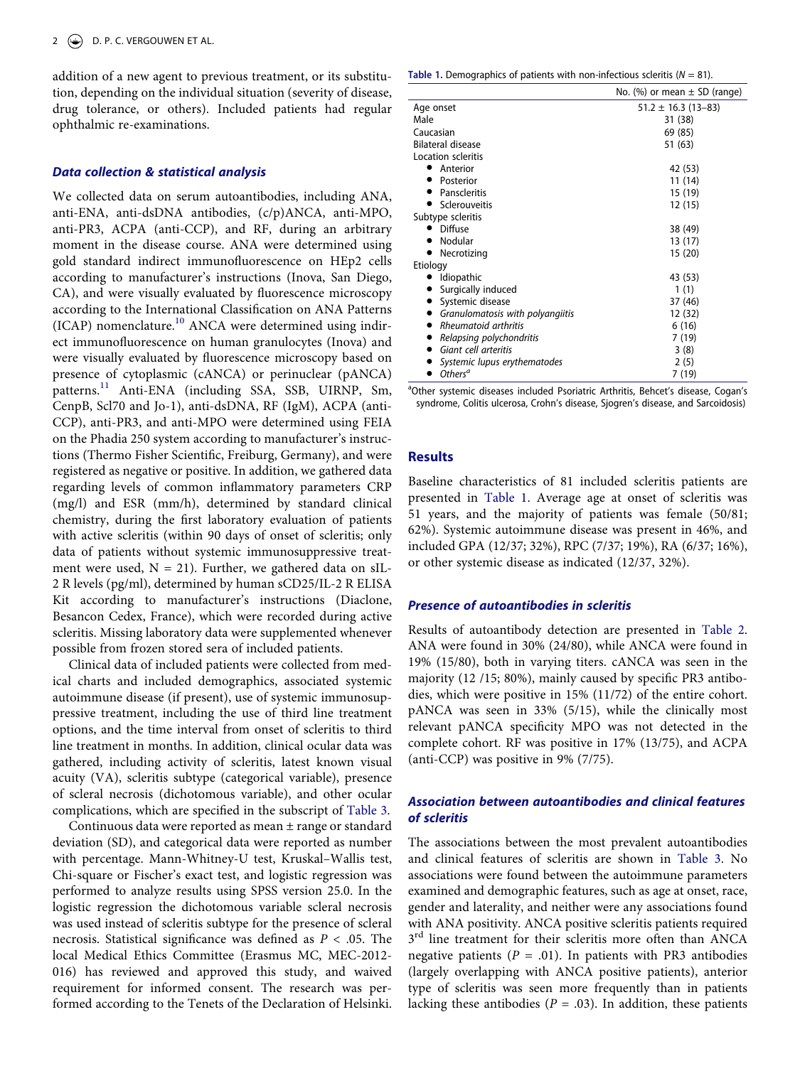addition of a new agent to previous treatment, or its substitution, depending on the individual situation (severity of disease, drug tolerance, or others). Included patients had regular ophthalmic re-examinations.

### *Data collection & statistical analysis*

We collected data on serum autoantibodies, including ANA, anti-ENA, anti-dsDNA antibodies, (c/p)ANCA, anti-MPO, anti-PR3, ACPA (anti-CCP), and RF, during an arbitrary moment in the disease course. ANA were determined using gold standard indirect immunofluorescence on HEp2 cells according to manufacturer's instructions (Inova, San Diego, CA), and were visually evaluated by fluorescence microscopy according to the International Classification on ANA Patterns (ICAP) nomenclature.[10] ANCA were determined using indirect immunofluorescence on human granulocytes (Inova) and were visually evaluated by fluorescence microscopy based on presence of cytoplasmic (cANCA) or perinuclear (pANCA) patterns.[11] Anti-ENA (including SSA, SSB, UlRNP, Sm, CenpB, Scl70 and Jo-1), anti-dsDNA, RF (IgM), ACPA (anti-CCP), anti-PR3, and anti-MPO were determined using FEIA on the Phadia 250 system according to manufacturer's instructions (Thermo Fisher Scientific, Freiburg, Germany), and were registered as negative or positive. In addition, we gathered data regarding levels of common inflammatory parameters CRP (mg/l) and ESR (mm/h), determined by standard clinical chemistry, during the first laboratory evaluation of patients with active scleritis (within 90 days of onset of scleritis; only data of patients without systemic immunosuppressive treatment were used, N = 21). Further, we gathered data on sIL-2 R levels (pg/ml), determined by human sCD25/IL-2 R ELISA Kit according to manufacturer's instructions (Diaclone, Besancon Cedex, France), which were recorded during active scleritis. Missing laboratory data were supplemented whenever possible from frozen stored sera of included patients.

Clinical data of included patients were collected from medical charts and included demographics, associated systemic autoimmune disease (if present), use of systemic immunosuppressive treatment, including the use of third line treatment options, and the time interval from onset of scleritis to third line treatment in months. In addition, clinical ocular data was gathered, including activity of scleritis, latest known visual acuity (VA), scleritis subtype (categorical variable), presence of scleral necrosis (dichotomous variable), and other ocular complications, which are specified in the subscript of Table 3.

Continuous data were reported as mean ± range or standard deviation (SD), and categorical data were reported as number with percentage. Mann-Whitney-U test, Kruskal–Wallis test, Chi-square or Fischer's exact test, and logistic regression was performed to analyze results using SPSS version 25.0. In the logistic regression the dichotomous variable scleral necrosis was used instead of scleritis subtype for the presence of scleral necrosis. Statistical significance was defined as $P < .05$. The local Medical Ethics Committee (Erasmus MC, MEC-2012-016) has reviewed and approved this study, and waived requirement for informed consent. The research was performed according to the Tenets of the Declaration of Helsinki.

**Table 1.** Demographics of patients with non-infectious scleritis (N = 81).

| | No. (%) or mean ± SD (range) |
|---|---|
| Age onset | 51.2 ± 16.3 (13–83) |
| Male | 31 (38) |
| Caucasian | 69 (85) |
| Bilateral disease | 51 (63) |
| Location scleritis | |
| • Anterior | 42 (53) |
| • Posterior | 11 (14) |
| • Panscleritis | 15 (19) |
| • Sclerouveitis | 12 (15) |
| Subtype scleritis | |
| • Diffuse | 38 (49) |
| • Nodular | 13 (17) |
| • Necrotizing | 15 (20) |
| Etiology | |
| • Idiopathic | 43 (53) |
| • Surgically induced | 1 (1) |
| • Systemic disease | 37 (46) |
| • *Granulomatosis with polyangiitis* | 12 (32) |
| • *Rheumatoid arthritis* | 6 (16) |
| • *Relapsing polychondritis* | 7 (19) |
| • *Giant cell arteritis* | 3 (8) |
| • *Systemic lupus erythematodes* | 2 (5) |
| • *Others*[a] | 7 (19) |

[a]Other systemic diseases included Psoriatric Arthritis, Behcet's disease, Cogan's syndrome, Colitis ulcerosa, Crohn's disease, Sjogren's disease, and Sarcoidosis)

## Results

Baseline characteristics of 81 included scleritis patients are presented in Table 1. Average age at onset of scleritis was 51 years, and the majority of patients was female (50/81; 62%). Systemic autoimmune disease was present in 46%, and included GPA (12/37; 32%), RPC (7/37; 19%), RA (6/37; 16%), or other systemic disease as indicated (12/37, 32%).

### *Presence of autoantibodies in scleritis*

Results of autoantibody detection are presented in Table 2. ANA were found in 30% (24/80), while ANCA were found in 19% (15/80), both in varying titers. cANCA was seen in the majority (12 /15; 80%), mainly caused by specific PR3 antibodies, which were positive in 15% (11/72) of the entire cohort. pANCA was seen in 33% (5/15), while the clinically most relevant pANCA specificity MPO was not detected in the complete cohort. RF was positive in 17% (13/75), and ACPA (anti-CCP) was positive in 9% (7/75).

### *Association between autoantibodies and clinical features of scleritis*

The associations between the most prevalent autoantibodies and clinical features of scleritis are shown in Table 3. No associations were found between the autoimmune parameters examined and demographic features, such as age at onset, race, gender and laterality, and neither were any associations found with ANA positivity. ANCA positive scleritis patients required 3[rd] line treatment for their scleritis more often than ANCA negative patients ($P = .01$). In patients with PR3 antibodies (largely overlapping with ANCA positive patients), anterior type of scleritis was seen more frequently than in patients lacking these antibodies ($P = .03$). In addition, these patients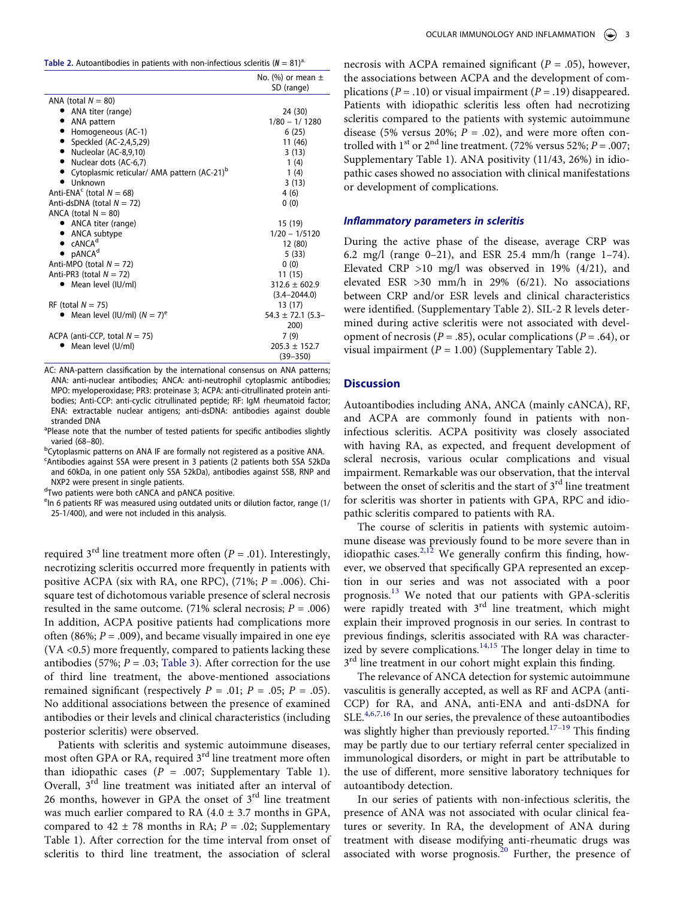**Table 2.** Autoantibodies in patients with non-infectious scleritis ($N$ = 81)[a].

| | No. (%) or mean ± SD (range) |
|---|---|
| ANA (total $N$ = 80) | |
| • ANA titer (range) | 24 (30) |
| • ANA pattern | 1/80 – 1/ 1280 |
| • Homogeneous (AC-1) | 6 (25) |
| • Speckled (AC-2,4,5,29) | 11 (46) |
| • Nucleolar (AC-8,9,10) | 3 (13) |
| • Nuclear dots (AC-6,7) | 1 (4) |
| • Cytoplasmic reticular/ AMA pattern (AC-21)[b] | 1 (4) |
| • Unknown | 3 (13) |
| Anti-ENA[c] (total $N$ = 68) | 4 (6) |
| Anti-dsDNA (total $N$ = 72) | 0 (0) |
| ANCA (total N = 80) | |
| • ANCA titer (range) | 15 (19) |
| • ANCA subtype | 1/20 – 1/5120 |
| • cANCA[d] | 12 (80) |
| • pANCA[d] | 5 (33) |
| Anti-MPO (total $N$ = 72) | 0 (0) |
| Anti-PR3 (total $N$ = 72) | 11 (15) |
| • Mean level (IU/ml) | 312.6 ± 602.9 (3.4–2044.0) |
| RF (total $N$ = 75) | 13 (17) |
| • Mean level (IU/ml) ($N$ = 7)[e] | 54.3 ± 72.1 (5.3–200) |
| ACPA (anti-CCP, total $N$ = 75) | 7 (9) |
| • Mean level (U/ml) | 205.3 ± 152.7 (39–350) |

AC: ANA-pattern classification by the international consensus on ANA patterns; ANA: anti-nuclear antibodies; ANCA: anti-neutrophil cytoplasmic antibodies; MPO: myeloperoxidase; PR3: proteinase 3; ACPA: anti-citrullinated protein antibodies; Anti-CCP: anti-cyclic citrullinated peptide; RF: IgM rheumatoid factor; ENA: extractable nuclear antigens; anti-dsDNA: antibodies against double stranded DNA

[a]Please note that the number of tested patients for specific antibodies slightly varied (68–80).

[b]Cytoplasmic patterns on ANA IF are formally not registered as a positive ANA.

[c]Antibodies against SSA were present in 3 patients (2 patients both SSA 52kDa and 60kDa, in one patient only SSA 52kDa), antibodies against SSB, RNP and NXP2 were present in single patients.

[d]Two patients were both cANCA and pANCA positive.

[e]In 6 patients RF was measured using outdated units or dilution factor, range (1/25-1/400), and were not included in this analysis.

required 3rd line treatment more often ($P$ = .01). Interestingly, necrotizing scleritis occurred more frequently in patients with positive ACPA (six with RA, one RPC), (71%; $P$ = .006). Chi-square test of dichotomous variable presence of scleral necrosis resulted in the same outcome. (71% scleral necrosis; $P$ = .006) In addition, ACPA positive patients had complications more often (86%; $P$ = .009), and became visually impaired in one eye (VA <0.5) more frequently, compared to patients lacking these antibodies (57%; $P$ = .03; Table 3). After correction for the use of third line treatment, the above-mentioned associations remained significant (respectively $P$ = .01; $P$ = .05; $P$ = .05). No additional associations between the presence of examined antibodies or their levels and clinical characteristics (including posterior scleritis) were observed.

Patients with scleritis and systemic autoimmune diseases, most often GPA or RA, required 3rd line treatment more often than idiopathic cases ($P$ = .007; Supplementary Table 1). Overall, 3rd line treatment was initiated after an interval of 26 months, however in GPA the onset of 3rd line treatment was much earlier compared to RA (4.0 ± 3.7 months in GPA, compared to 42 ± 78 months in RA; $P$ = .02; Supplementary Table 1). After correction for the time interval from onset of scleritis to third line treatment, the association of scleral necrosis with ACPA remained significant ($P$ = .05), however, the associations between ACPA and the development of complications ($P$ = .10) or visual impairment ($P$ = .19) disappeared. Patients with idiopathic scleritis less often had necrotizing scleritis compared to the patients with systemic autoimmune disease (5% versus 20%; $P$ = .02), and were more often controlled with 1st or 2nd line treatment. (72% versus 52%; $P$ = .007; Supplementary Table 1). ANA positivity (11/43, 26%) in idiopathic cases showed no association with clinical manifestations or development of complications.

### *Inflammatory parameters in scleritis*

During the active phase of the disease, average CRP was 6.2 mg/l (range 0–21), and ESR 25.4 mm/h (range 1–74). Elevated CRP >10 mg/l was observed in 19% (4/21), and elevated ESR >30 mm/h in 29% (6/21). No associations between CRP and/or ESR levels and clinical characteristics were identified. (Supplementary Table 2). SIL-2 R levels determined during active scleritis were not associated with development of necrosis ($P$ = .85), ocular complications ($P$ = .64), or visual impairment ($P$ = 1.00) (Supplementary Table 2).

## Discussion

Autoantibodies including ANA, ANCA (mainly cANCA), RF, and ACPA are commonly found in patients with non-infectious scleritis. ACPA positivity was closely associated with having RA, as expected, and frequent development of scleral necrosis, various ocular complications and visual impairment. Remarkable was our observation, that the interval between the onset of scleritis and the start of 3rd line treatment for scleritis was shorter in patients with GPA, RPC and idiopathic scleritis compared to patients with RA.

The course of scleritis in patients with systemic autoimmune disease was previously found to be more severe than in idiopathic cases.[2,12] We generally confirm this finding, however, we observed that specifically GPA represented an exception in our series and was not associated with a poor prognosis.[13] We noted that our patients with GPA-scleritis were rapidly treated with 3rd line treatment, which might explain their improved prognosis in our series. In contrast to previous findings, scleritis associated with RA was characterized by severe complications.[14,15] The longer delay in time to 3rd line treatment in our cohort might explain this finding.

The relevance of ANCA detection for systemic autoimmune vasculitis is generally accepted, as well as RF and ACPA (anti-CCP) for RA, and ANA, anti-ENA and anti-dsDNA for SLE.[4,6,7,16] In our series, the prevalence of these autoantibodies was slightly higher than previously reported.[17–19] This finding may be partly due to our tertiary referral center specialized in immunological disorders, or might in part be attributable to the use of different, more sensitive laboratory techniques for autoantibody detection.

In our series of patients with non-infectious scleritis, the presence of ANA was not associated with ocular clinical features or severity. In RA, the development of ANA during treatment with disease modifying anti-rheumatic drugs was associated with worse prognosis.[20] Further, the presence of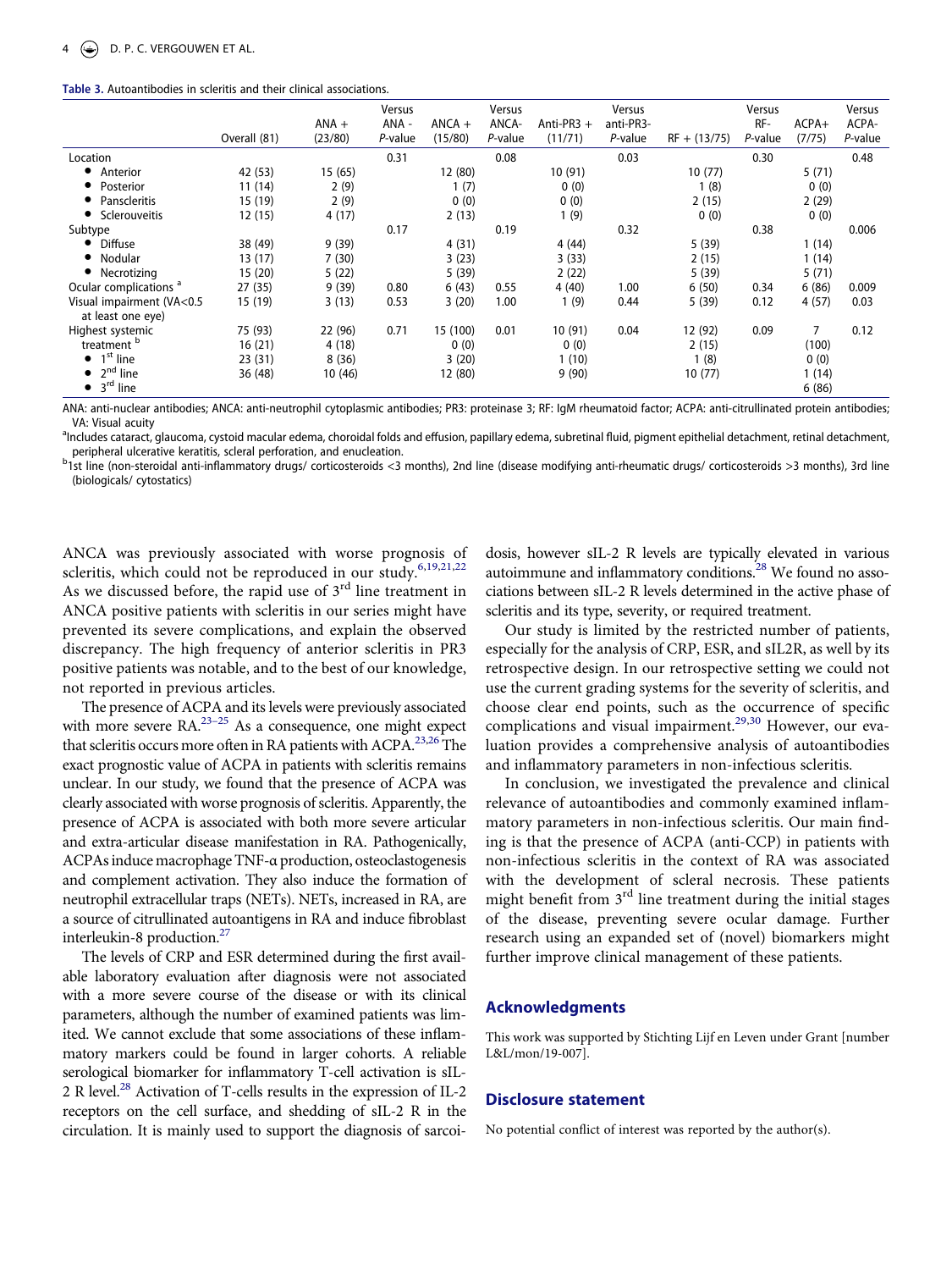**Table 3.** Autoantibodies in scleritis and their clinical associations.

| | Overall (81) | ANA + (23/80) | Versus ANA - *P*-value | ANCA + (15/80) | Versus ANCA- *P*-value | Anti-PR3 + (11/71) | Versus anti-PR3- *P*-value | RF + (13/75) | Versus RF- *P*-value | ACPA+ (7/75) | Versus ACPA- *P*-value |
|---|---|---|---|---|---|---|---|---|---|---|---|
| Location | | | 0.31 | | 0.08 | | 0.03 | | 0.30 | | 0.48 |
| • Anterior | 42 (53) | 15 (65) | | 12 (80) | | 10 (91) | | 10 (77) | | 5 (71) | |
| • Posterior | 11 (14) | 2 (9) | | 1 (7) | | 0 (0) | | 1 (8) | | 0 (0) | |
| • Panscleritis | 15 (19) | 2 (9) | | 0 (0) | | 0 (0) | | 2 (15) | | 2 (29) | |
| • Sclerouveitis | 12 (15) | 4 (17) | | 2 (13) | | 1 (9) | | 0 (0) | | 0 (0) | |
| Subtype | | | 0.17 | | 0.19 | | 0.32 | | 0.38 | | 0.006 |
| • Diffuse | 38 (49) | 9 (39) | | 4 (31) | | 4 (44) | | 5 (39) | | 1 (14) | |
| • Nodular | 13 (17) | 7 (30) | | 3 (23) | | 3 (33) | | 2 (15) | | 1 (14) | |
| • Necrotizing | 15 (20) | 5 (22) | | 5 (39) | | 2 (22) | | 5 (39) | | 5 (71) | |
| Ocular complications [a] | 27 (35) | 9 (39) | 0.80 | 6 (43) | 0.55 | 4 (40) | 1.00 | 6 (50) | 0.34 | 6 (86) | 0.009 |
| Visual impairment (VA<0.5 at least one eye) | 15 (19) | 3 (13) | 0.53 | 3 (20) | 1.00 | 1 (9) | 0.44 | 5 (39) | 0.12 | 4 (57) | 0.03 |
| Highest systemic treatment [b] | 75 (93) | 22 (96) | 0.71 | 15 (100) | 0.01 | 10 (91) | 0.04 | 12 (92) | 0.09 | 7 (100) | 0.12 |
| • 1st line | 16 (21) | 4 (18) | | 0 (0) | | 0 (0) | | 2 (15) | | 0 (0) | |
| • 2nd line | 23 (31) | 8 (36) | | 3 (20) | | 1 (10) | | 1 (8) | | 1 (14) | |
| • 3rd line | 36 (48) | 10 (46) | | 12 (80) | | 9 (90) | | 10 (77) | | 6 (86) | |

ANA: anti-nuclear antibodies; ANCA: anti-neutrophil cytoplasmic antibodies; PR3: proteinase 3; RF: IgM rheumatoid factor; ACPA: anti-citrullinated protein antibodies; VA: Visual acuity

[a]Includes cataract, glaucoma, cystoid macular edema, choroidal folds and effusion, papillary edema, subretinal fluid, pigment epithelial detachment, retinal detachment, peripheral ulcerative keratitis, scleral perforation, and enucleation.

[b]1st line (non-steroidal anti-inflammatory drugs/ corticosteroids <3 months), 2nd line (disease modifying anti-rheumatic drugs/ corticosteroids >3 months), 3rd line (biologicals/ cytostatics)

ANCA was previously associated with worse prognosis of scleritis, which could not be reproduced in our study.[6,19,21,22] As we discussed before, the rapid use of 3rd line treatment in ANCA positive patients with scleritis in our series might have prevented its severe complications, and explain the observed discrepancy. The high frequency of anterior scleritis in PR3 positive patients was notable, and to the best of our knowledge, not reported in previous articles.

The presence of ACPA and its levels were previously associated with more severe RA.[23–25] As a consequence, one might expect that scleritis occurs more often in RA patients with ACPA.[23,26] The exact prognostic value of ACPA in patients with scleritis remains unclear. In our study, we found that the presence of ACPA was clearly associated with worse prognosis of scleritis. Apparently, the presence of ACPA is associated with both more severe articular and extra-articular disease manifestation in RA. Pathogenically, ACPAs induce macrophage TNF-α production, osteoclastogenesis and complement activation. They also induce the formation of neutrophil extracellular traps (NETs). NETs, increased in RA, are a source of citrullinated autoantigens in RA and induce fibroblast interleukin-8 production.[27]

The levels of CRP and ESR determined during the first available laboratory evaluation after diagnosis were not associated with a more severe course of the disease or with its clinical parameters, although the number of examined patients was limited. We cannot exclude that some associations of these inflammatory markers could be found in larger cohorts. A reliable serological biomarker for inflammatory T-cell activation is sIL-2 R level.[28] Activation of T-cells results in the expression of IL-2 receptors on the cell surface, and shedding of sIL-2 R in the circulation. It is mainly used to support the diagnosis of sarcoidosis, however sIL-2 R levels are typically elevated in various autoimmune and inflammatory conditions.[28] We found no associations between sIL-2 R levels determined in the active phase of scleritis and its type, severity, or required treatment.

Our study is limited by the restricted number of patients, especially for the analysis of CRP, ESR, and sIL2R, as well by its retrospective design. In our retrospective setting we could not use the current grading systems for the severity of scleritis, and choose clear end points, such as the occurrence of specific complications and visual impairment.[29,30] However, our evaluation provides a comprehensive analysis of autoantibodies and inflammatory parameters in non-infectious scleritis.

In conclusion, we investigated the prevalence and clinical relevance of autoantibodies and commonly examined inflammatory parameters in non-infectious scleritis. Our main finding is that the presence of ACPA (anti-CCP) in patients with non-infectious scleritis in the context of RA was associated with the development of scleral necrosis. These patients might benefit from 3rd line treatment during the initial stages of the disease, preventing severe ocular damage. Further research using an expanded set of (novel) biomarkers might further improve clinical management of these patients.

## Acknowledgments

This work was supported by Stichting Lijf en Leven under Grant [number L&L/mon/19-007].

## Disclosure statement

No potential conflict of interest was reported by the author(s).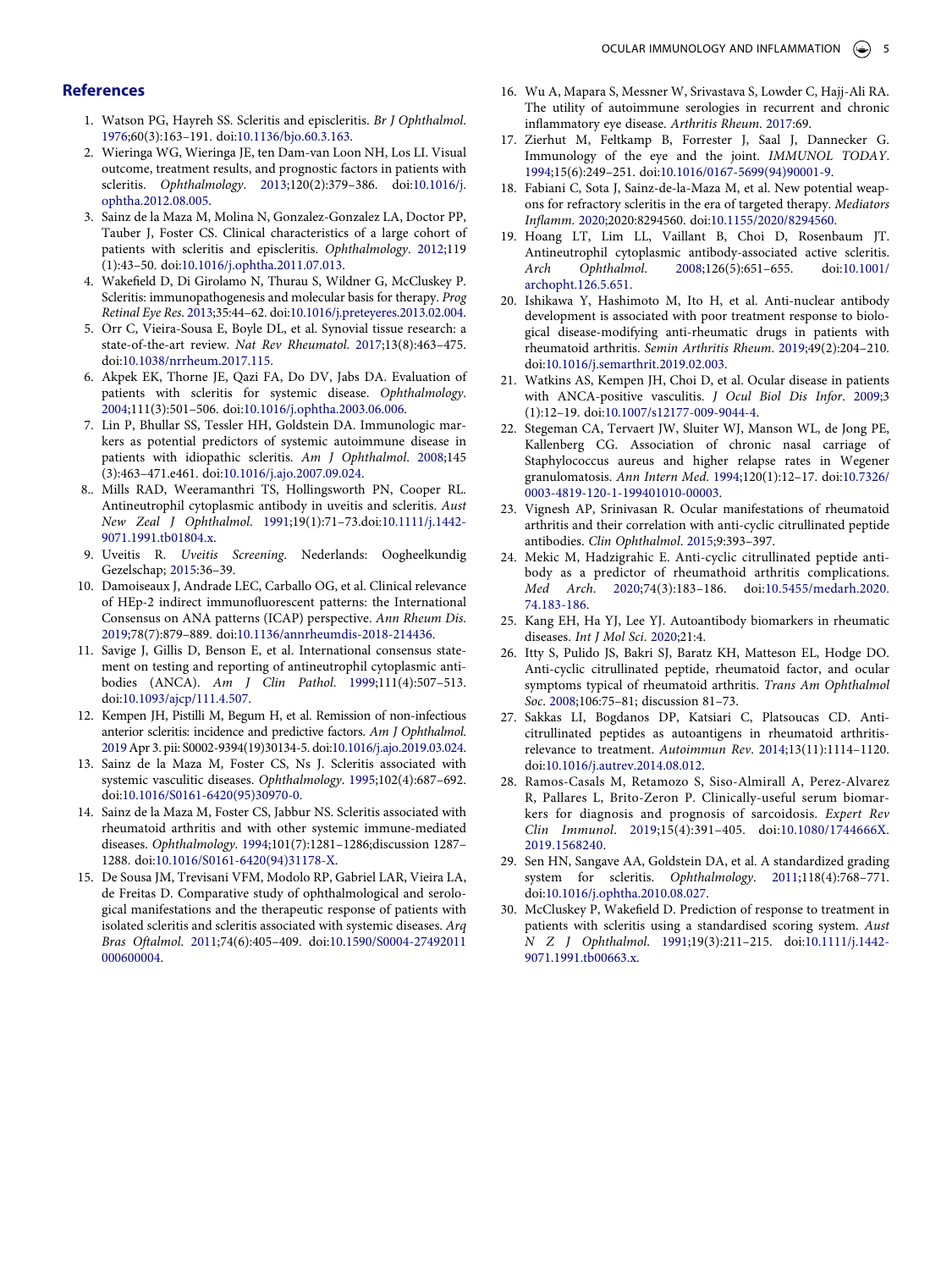## References

1. Watson PG, Hayreh SS. Scleritis and episcleritis. *Br J Ophthalmol*. 1976;60(3):163–191. doi:10.1136/bjo.60.3.163.
2. Wieringa WG, Wieringa JE, ten Dam-van Loon NH, Los LI. Visual outcome, treatment results, and prognostic factors in patients with scleritis. *Ophthalmology*. 2013;120(2):379–386. doi:10.1016/j.ophtha.2012.08.005.
3. Sainz de la Maza M, Molina N, Gonzalez-Gonzalez LA, Doctor PP, Tauber J, Foster CS. Clinical characteristics of a large cohort of patients with scleritis and episcleritis. *Ophthalmology*. 2012;119(1):43–50. doi:10.1016/j.ophtha.2011.07.013.
4. Wakefield D, Di Girolamo N, Thurau S, Wildner G, McCluskey P. Scleritis: immunopathogenesis and molecular basis for therapy. *Prog Retinal Eye Res*. 2013;35:44–62. doi:10.1016/j.preteyeres.2013.02.004.
5. Orr C, Vieira-Sousa E, Boyle DL, et al. Synovial tissue research: a state-of-the-art review. *Nat Rev Rheumatol*. 2017;13(8):463–475. doi:10.1038/nrrheum.2017.115.
6. Akpek EK, Thorne JE, Qazi FA, Do DV, Jabs DA. Evaluation of patients with scleritis for systemic disease. *Ophthalmology*. 2004;111(3):501–506. doi:10.1016/j.ophtha.2003.06.006.
7. Lin P, Bhullar SS, Tessler HH, Goldstein DA. Immunologic markers as potential predictors of systemic autoimmune disease in patients with idiopathic scleritis. *Am J Ophthalmol*. 2008;145(3):463–471.e461. doi:10.1016/j.ajo.2007.09.024.
8. Mills RAD, Weeramanthri TS, Hollingsworth PN, Cooper RL. Antineutrophil cytoplasmic antibody in uveitis and scleritis. *Aust New Zeal J Ophthalmol*. 1991;19(1):71–73.doi:10.1111/j.1442-9071.1991.tb01804.x.
9. Uveitis R. *Uveitis Screening*. Nederlands: Oogheelkundig Gezelschap; 2015:36–39.
10. Damoiseaux J, Andrade LEC, Carballo OG, et al. Clinical relevance of HEp-2 indirect immunofluorescent patterns: the International Consensus on ANA patterns (ICAP) perspective. *Ann Rheum Dis*. 2019;78(7):879–889. doi:10.1136/annrheumdis-2018-214436.
11. Savige J, Gillis D, Benson E, et al. International consensus statement on testing and reporting of antineutrophil cytoplasmic antibodies (ANCA). *Am J Clin Pathol*. 1999;111(4):507–513. doi:10.1093/ajcp/111.4.507.
12. Kempen JH, Pistilli M, Begum H, et al. Remission of non-infectious anterior scleritis: incidence and predictive factors. *Am J Ophthalmol*. 2019 Apr 3. pii: S0002-9394(19)30134-5. doi:10.1016/j.ajo.2019.03.024.
13. Sainz de la Maza M, Foster CS, Ns J. Scleritis associated with systemic vasculitic diseases. *Ophthalmology*. 1995;102(4):687–692. doi:10.1016/S0161-6420(95)30970-0.
14. Sainz de la Maza M, Foster CS, Jabbur NS. Scleritis associated with rheumatoid arthritis and with other systemic immune-mediated diseases. *Ophthalmology*. 1994;101(7):1281–1286;discussion 1287–1288. doi:10.1016/S0161-6420(94)31178-X.
15. De Sousa JM, Trevisani VFM, Modolo RP, Gabriel LAR, Vieira LA, de Freitas D. Comparative study of ophthalmological and serological manifestations and the therapeutic response of patients with isolated scleritis and scleritis associated with systemic diseases. *Arq Bras Oftalmol*. 2011;74(6):405–409. doi:10.1590/S0004-27492011000600004.
16. Wu A, Mapara S, Messner W, Srivastava S, Lowder C, Hajj-Ali RA. The utility of autoimmune serologies in recurrent and chronic inflammatory eye disease. *Arthritis Rheum*. 2017:69.
17. Zierhut M, Feltkamp B, Forrester J, Saal J, Dannecker G. Immunology of the eye and the joint. *IMMUNOL TODAY*. 1994;15(6):249–251. doi:10.1016/0167-5699(94)90001-9.
18. Fabiani C, Sota J, Sainz-de-la-Maza M, et al. New potential weapons for refractory scleritis in the era of targeted therapy. *Mediators Inflamm*. 2020;2020:8294560. doi:10.1155/2020/8294560.
19. Hoang LT, Lim LL, Vaillant B, Choi D, Rosenbaum JT. Antineutrophil cytoplasmic antibody-associated active scleritis. *Arch Ophthalmol*. 2008;126(5):651–655. doi:10.1001/archopht.126.5.651.
20. Ishikawa Y, Hashimoto M, Ito H, et al. Anti-nuclear antibody development is associated with poor treatment response to biological disease-modifying anti-rheumatic drugs in patients with rheumatoid arthritis. *Semin Arthritis Rheum*. 2019;49(2):204–210. doi:10.1016/j.semarthrit.2019.02.003.
21. Watkins AS, Kempen JH, Choi D, et al. Ocular disease in patients with ANCA-positive vasculitis. *J Ocul Biol Dis Infor*. 2009;3(1):12–19. doi:10.1007/s12177-009-9044-4.
22. Stegeman CA, Tervaert JW, Sluiter WJ, Manson WL, de Jong PE, Kallenberg CG. Association of chronic nasal carriage of Staphylococcus aureus and higher relapse rates in Wegener granulomatosis. *Ann Intern Med*. 1994;120(1):12–17. doi:10.7326/0003-4819-120-1-199401010-00003.
23. Vignesh AP, Srinivasan R. Ocular manifestations of rheumatoid arthritis and their correlation with anti-cyclic citrullinated peptide antibodies. *Clin Ophthalmol*. 2015;9:393–397.
24. Mekic M, Hadzigrahic E. Anti-cyclic citrullinated peptide antibody as a predictor of rheumathoid arthritis complications. *Med Arch*. 2020;74(3):183–186. doi:10.5455/medarh.2020.74.183-186.
25. Kang EH, Ha YJ, Lee YJ. Autoantibody biomarkers in rheumatic diseases. *Int J Mol Sci*. 2020;21:4.
26. Itty S, Pulido JS, Bakri SJ, Baratz KH, Matteson EL, Hodge DO. Anti-cyclic citrullinated peptide, rheumatoid factor, and ocular symptoms typical of rheumatoid arthritis. *Trans Am Ophthalmol Soc*. 2008;106:75–81; discussion 81–73.
27. Sakkas LI, Bogdanos DP, Katsiari C, Platsoucas CD. Anti-citrullinated peptides as autoantigens in rheumatoid arthritis-relevance to treatment. *Autoimmun Rev*. 2014;13(11):1114–1120. doi:10.1016/j.autrev.2014.08.012.
28. Ramos-Casals M, Retamozo S, Siso-Almirall A, Perez-Alvarez R, Pallares L, Brito-Zeron P. Clinically-useful serum biomarkers for diagnosis and prognosis of sarcoidosis. *Expert Rev Clin Immunol*. 2019;15(4):391–405. doi:10.1080/1744666X.2019.1568240.
29. Sen HN, Sangave AA, Goldstein DA, et al. A standardized grading system for scleritis. *Ophthalmology*. 2011;118(4):768–771. doi:10.1016/j.ophtha.2010.08.027.
30. McCluskey P, Wakefield D. Prediction of response to treatment in patients with scleritis using a standardised scoring system. *Aust N Z J Ophthalmol*. 1991;19(3):211–215. doi:10.1111/j.1442-9071.1991.tb00663.x.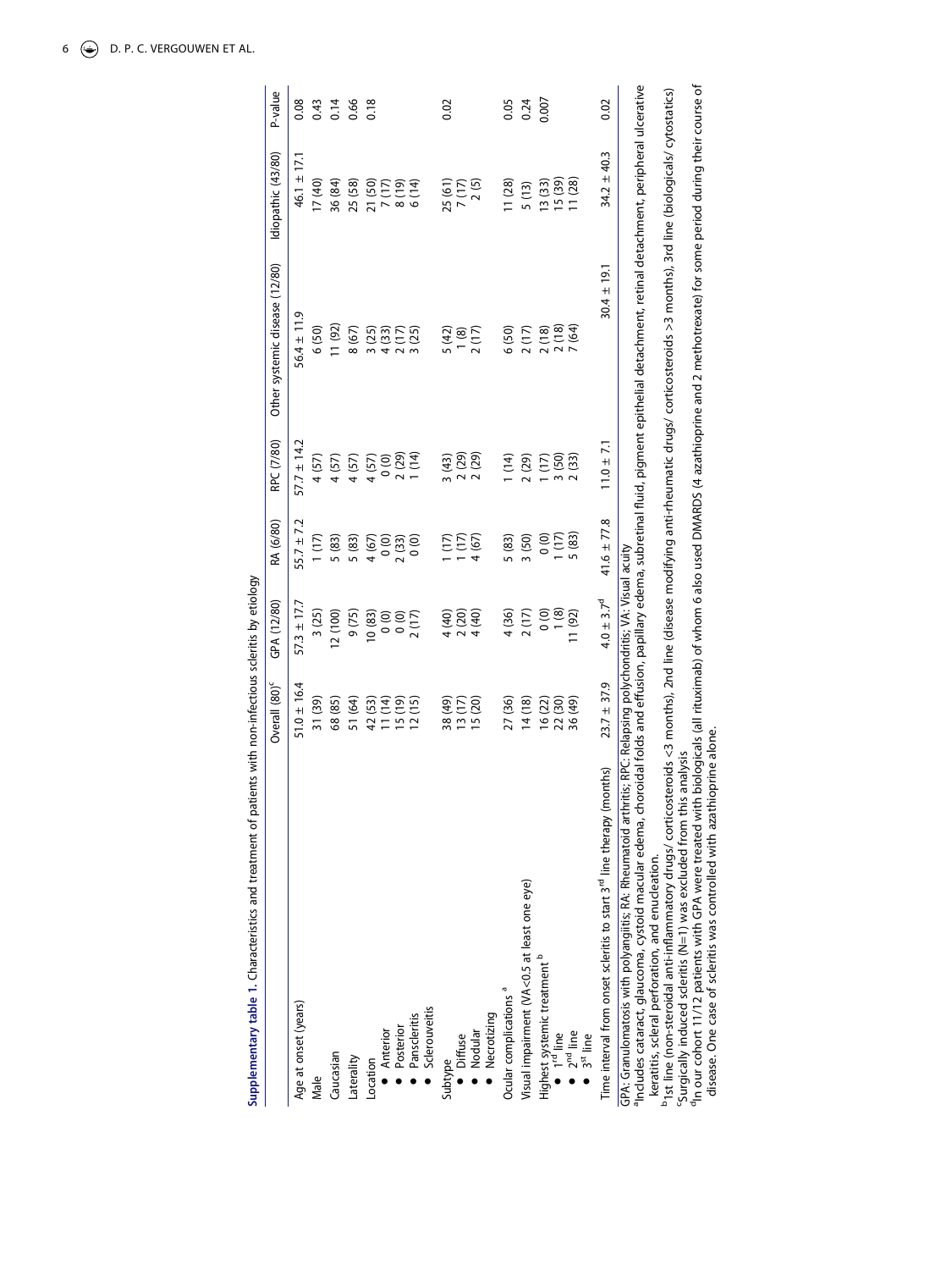**Supplementary table 1.** Characteristics and treatment of patients with non-infectious scleritis by etiology

| | Overall (80)[c] | GPA (12/80) | RA (6/80) | RPC (7/80) | Other systemic disease (12/80) | Idiopathic (43/80) | P-value |
|---|---|---|---|---|---|---|---|
| Age at onset (years) | 51.0 ± 16.4 | 57.3 ± 17.7 | 55.7 ± 7.2 | 57.7 ± 14.2 | 56.4 ± 11.9 | 46.1 ± 17.1 | 0.08 |
| Male | 31 (39) | 3 (25) | 1 (17) | 4 (57) | 6 (50) | 17 (40) | 0.43 |
| Caucasian | 68 (85) | 12 (100) | 5 (83) | 4 (57) | 11 (92) | 36 (84) | 0.14 |
| Laterality | 51 (64) | 9 (75) | 5 (83) | 4 (57) | 8 (67) | 25 (58) | 0.66 |
| Location | | | | | | | 0.18 |
| • Anterior | 42 (53) | 10 (83) | 4 (67) | 4 (57) | 3 (25) | 21 (50) | |
| • Posterior | 11 (14) | 0 (0) | 0 (0) | 0 (0) | 4 (33) | 7 (17) | |
| • Panscleritis | 15 (19) | 0 (0) | 2 (33) | 2 (29) | 2 (17) | 8 (19) | |
| • Sclerouveitis | 12 (15) | 2 (17) | 0 (0) | 1 (14) | 3 (25) | 6 (14) | |
| Subtype | | | | | | | 0.02 |
| • Diffuse | 38 (49) | 4 (40) | 1 (17) | 3 (43) | 5 (42) | 25 (61) | |
| • Nodular | 13 (17) | 2 (20) | 1 (17) | 2 (29) | 1 (8) | 7 (17) | |
| • Necrotizing | 15 (20) | 4 (40) | 4 (67) | 2 (29) | 2 (17) | 2 (5) | |
| Ocular complications [a] | 27 (36) | 4 (36) | 5 (83) | 1 (14) | 6 (50) | 11 (28) | 0.05 |
| Visual impairment (VA<0.5 at least one eye) | 14 (18) | 2 (17) | 3 (50) | 2 (29) | 2 (17) | 5 (13) | 0.24 |
| Highest systemic treatment [b] | | | | | | | 0.007 |
| • 1[rd] line | 16 (22) | 0 (0) | 0 (0) | 1 (17) | 2 (18) | 13 (33) | |
| • 2[nd] line | 22 (30) | 1 (8) | 1 (17) | 3 (50) | 2 (18) | 15 (39) | |
| • 3[st] line | 36 (49) | 11 (92) | 5 (83) | 2 (33) | 7 (64) | 11 (28) | |
| Time interval from onset scleritis to start 3[rd] line therapy (months) | 23.7 ± 37.9 | 4.0 ± 3.7[d] | 41.6 ± 77.8 | 11.0 ± 7.1 | 30.4 ± 19.1 | 34.2 ± 40.3 | 0.02 |

GPA: Granulomatosis with polyangiitis; RA: Rheumatoid arthritis; RPC: Relapsing polychondritis; VA: Visual acuity

[a]Includes cataract, glaucoma, cystoid macular edema, choroidal folds and effusion, papillary edema, subretinal fluid, pigment epithelial detachment, retinal detachment, peripheral ulcerative keratitis, scleral perforation, and enucleation.

[b]1st line (non-steroidal anti-inflammatory drugs/ corticosteroids <3 months), 2nd line (disease modifying anti-rheumatic drugs/ corticosteroids >3 months), 3rd line (biologicals/ cytostatics)

[c]Surgically induced scleritis (N=1) was excluded from this analysis

[d]In our cohort 11/12 patients with GPA were treated with biologicals (all rituximab) of whom 6 also used DMARDS (4 azathioprine and 2 methotrexate) for some period during their course of disease. One case of scleritis was controlled with azathioprine alone.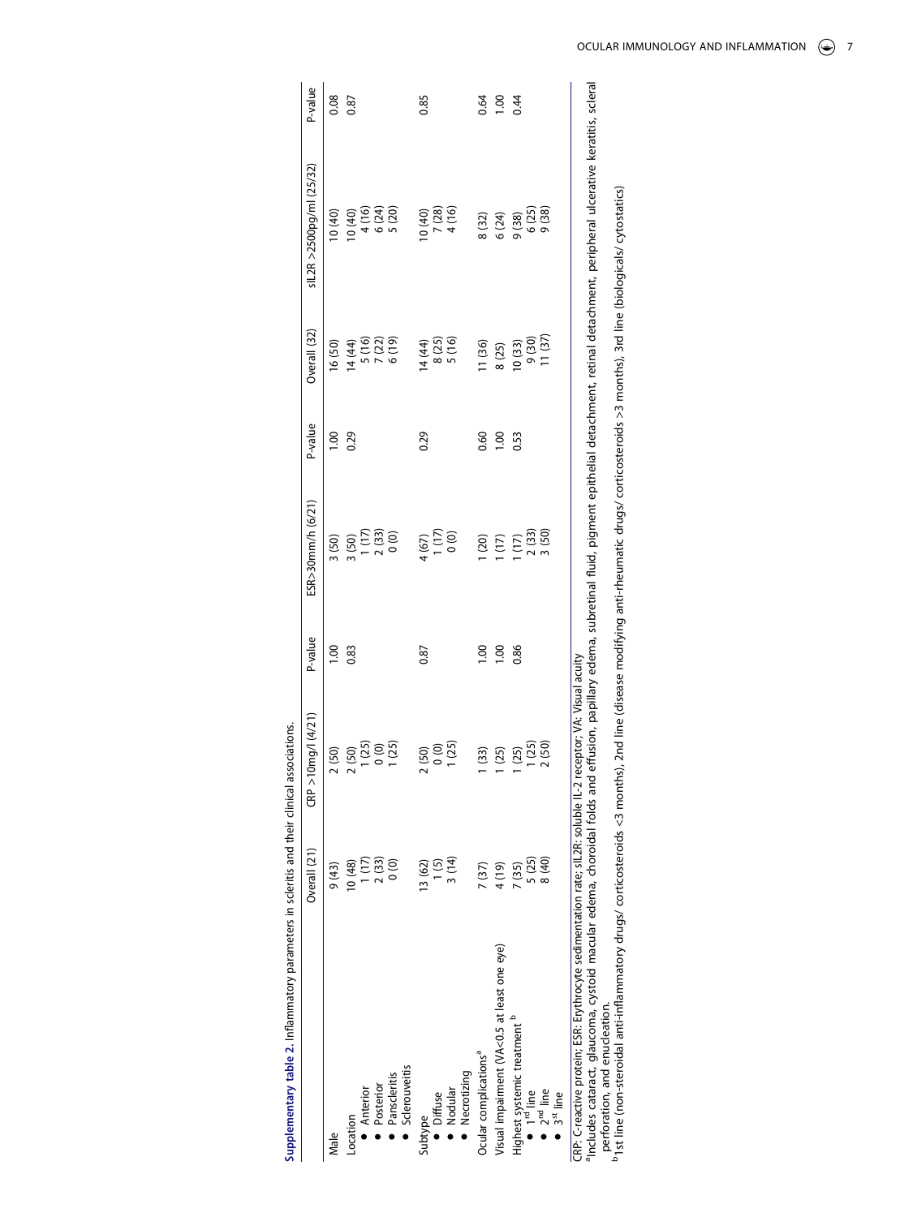**Supplementary table 2.** Inflammatory parameters in scleritis and their clinical associations.

| | Overall (21) | CRP >10mg/l (4/21) | P-value | ESR>30mm/h (6/21) | P-value | Overall (32) | sIL2R >2500pg/ml (25/32) | P-value |
|---|---|---|---|---|---|---|---|---|
| Male | 9 (43) | 2 (50) | 1.00 | 3 (50) | 1.00 | 16 (50) | 10 (40) | 0.08 |
| Location | 10 (48) | 2 (50) | 0.83 | 3 (50) | 0.29 | 14 (44) | 10 (40) | 0.87 |
| • Anterior | 1 (17) | 1 (25) | | 1 (17) | | 5 (16) | 4 (16) | |
| • Posterior | 2 (33) | 0 (0) | | 2 (33) | | 7 (22) | 6 (24) | |
| • Panscleritis | 0 (0) | 1 (25) | | 0 (0) | | 6 (19) | 5 (20) | |
| • Sclerouveitis | | | | | | | | |
| Subtype | 13 (62) | 2 (50) | 0.87 | 4 (67) | 0.29 | 14 (44) | 10 (40) | 0.85 |
| • Diffuse | 1 (5) | 0 (0) | | 1 (17) | | 8 (25) | 7 (28) | |
| • Nodular | 3 (14) | 1 (25) | | 0 (0) | | 5 (16) | 4 (16) | |
| • Necrotizing | | | | | | | | |
| Ocular complications[a] | 7 (37) | 1 (33) | 1.00 | 1 (20) | 0.60 | 11 (36) | 8 (32) | 0.64 |
| Visual impairment (VA<0.5 at least one eye) | 4 (19) | 1 (25) | 1.00 | 1 (17) | 1.00 | 8 (25) | 6 (24) | 1.00 |
| Highest systemic treatment [b] | 7 (35) | 1 (25) | 0.86 | 1 (17) | 0.53 | 10 (33) | 9 (38) | 0.44 |
| • 1[rd] line | 5 (25) | 1 (25) | | 2 (33) | | 9 (30) | 6 (25) | |
| • 2[nd] line | 8 (40) | 2 (50) | | 3 (50) | | 11 (37) | 9 (38) | |
| • 3[st] line | | | | | | | | |

CRP: C-reactive protein; ESR: Erythrocyte sedimentation rate; sIL2R: soluble IL-2 receptor; VA: Visual acuity

[a]Includes cataract, glaucoma, cystoid macular edema, choroidal folds and effusion, papillary edema, subretinal fluid, pigment epithelial detachment, retinal detachment, peripheral ulcerative keratitis, scleral perforation, and enucleation.

[b]1st line (non-steroidal anti-inflammatory drugs/ corticosteroids <3 months), 2nd line (disease modifying anti-rheumatic drugs/ corticosteroids >3 months), 3rd line (biologicals/ cytostatics)